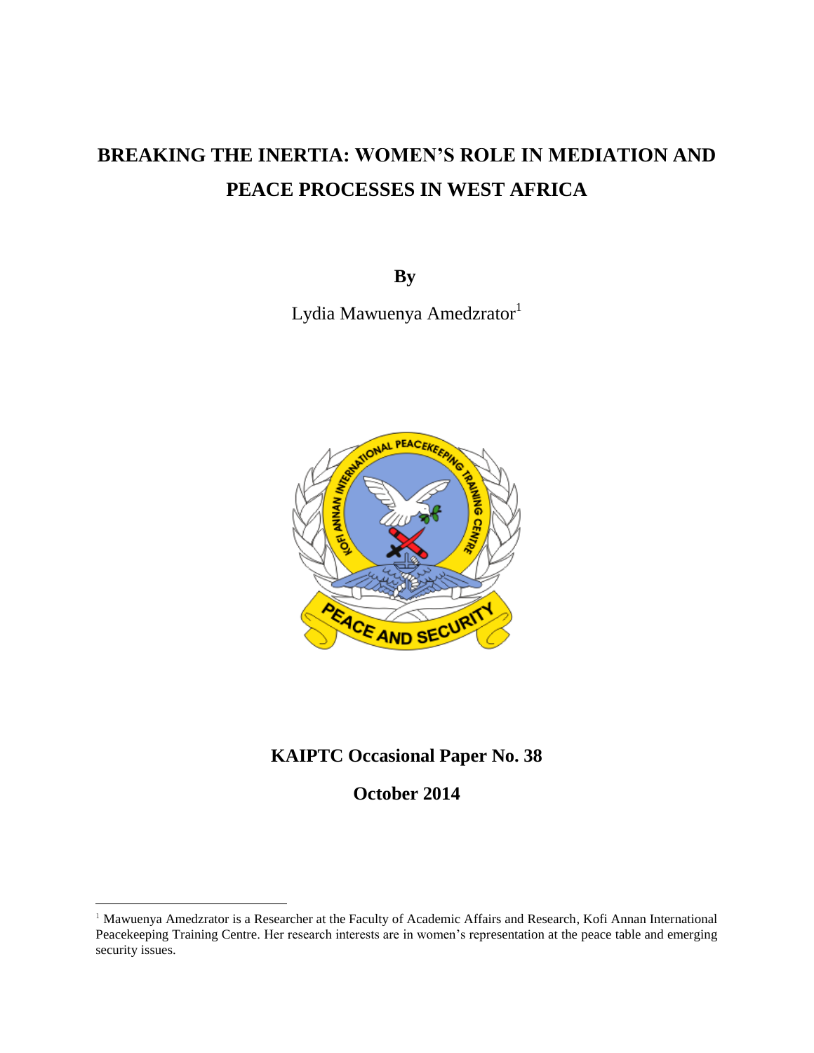# BREAKING THE INERTIA: WOMEN'S ROLE IN MEDIATION AND PEACE PROCESSES IN WEST AFRICA

**By**

Lydia Mawuenya Amedzrator[1]

**KAIPTC Occasional Paper No. 38**

**October 2014**

---

[1] Mawuenya Amedzrator is a Researcher at the Faculty of Academic Affairs and Research, Kofi Annan International Peacekeeping Training Centre. Her research interests are in women's representation at the peace table and emerging security issues.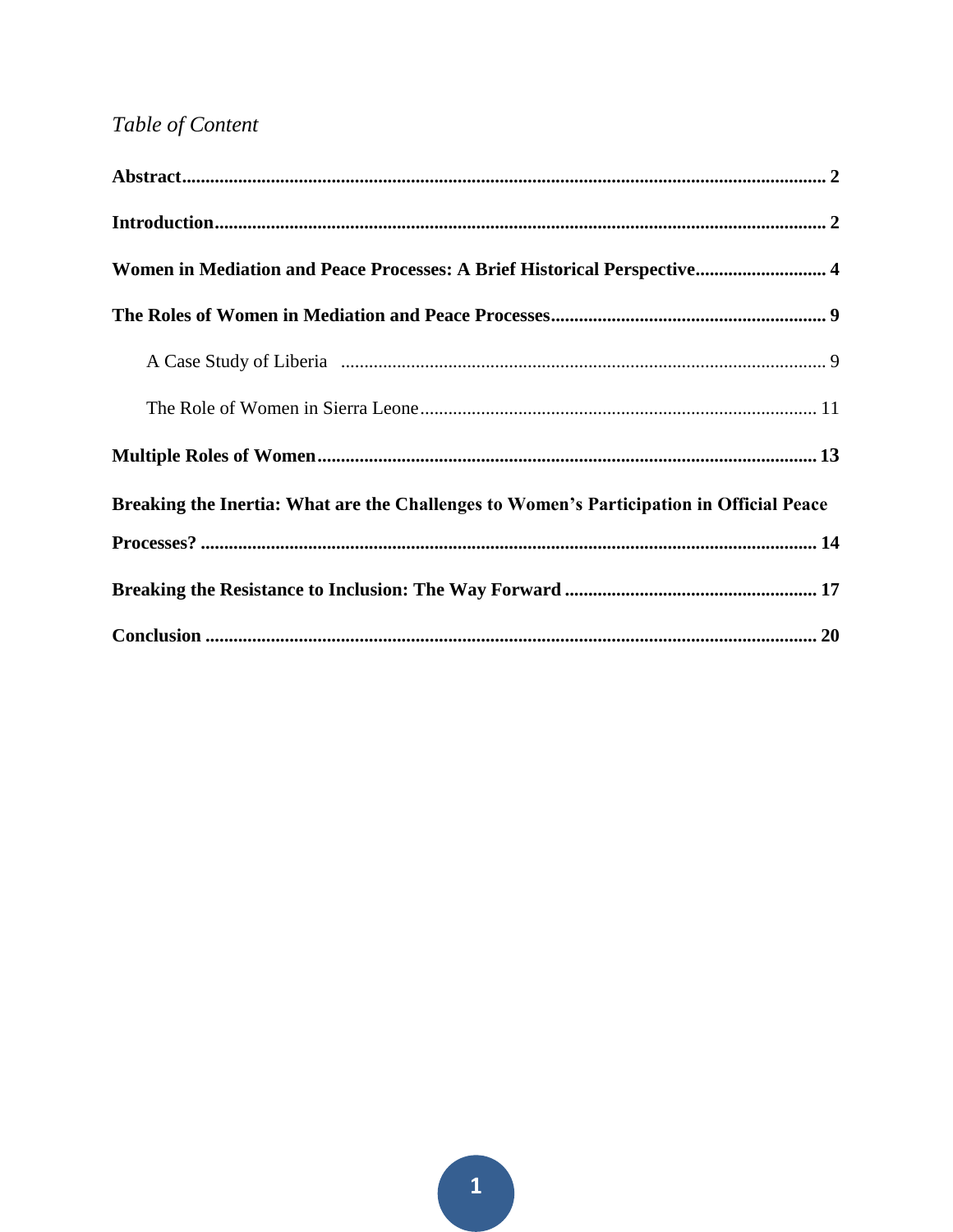*Table of Content*

**Abstract** .......... 2

**Introduction** .......... 2

**Women in Mediation and Peace Processes: A Brief Historical Perspective** .......... 4

**The Roles of Women in Mediation and Peace Processes** .......... 9

- A Case Study of Liberia .......... 9
- The Role of Women in Sierra Leone .......... 11

**Multiple Roles of Women** .......... 13

**Breaking the Inertia: What are the Challenges to Women's Participation in Official Peace Processes?** .......... 14

**Breaking the Resistance to Inclusion: The Way Forward** .......... 17

**Conclusion** .......... 20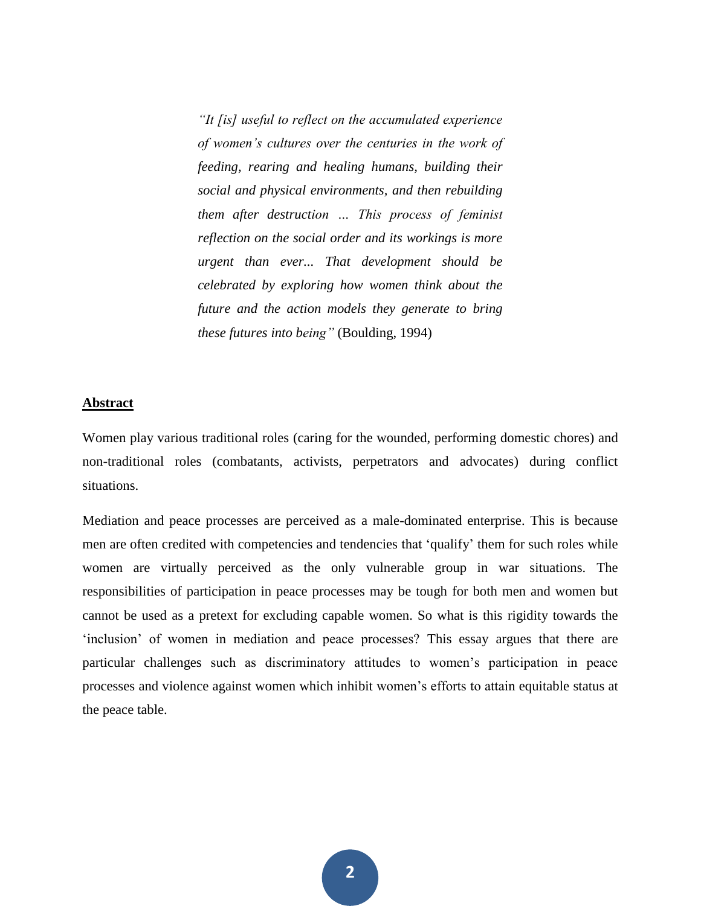> *"It [is] useful to reflect on the accumulated experience of women's cultures over the centuries in the work of feeding, rearing and healing humans, building their social and physical environments, and then rebuilding them after destruction ... This process of feminist reflection on the social order and its workings is more urgent than ever... That development should be celebrated by exploring how women think about the future and the action models they generate to bring these futures into being"* (Boulding, 1994)

## Abstract

Women play various traditional roles (caring for the wounded, performing domestic chores) and non-traditional roles (combatants, activists, perpetrators and advocates) during conflict situations.

Mediation and peace processes are perceived as a male-dominated enterprise. This is because men are often credited with competencies and tendencies that 'qualify' them for such roles while women are virtually perceived as the only vulnerable group in war situations. The responsibilities of participation in peace processes may be tough for both men and women but cannot be used as a pretext for excluding capable women. So what is this rigidity towards the 'inclusion' of women in mediation and peace processes? This essay argues that there are particular challenges such as discriminatory attitudes to women's participation in peace processes and violence against women which inhibit women's efforts to attain equitable status at the peace table.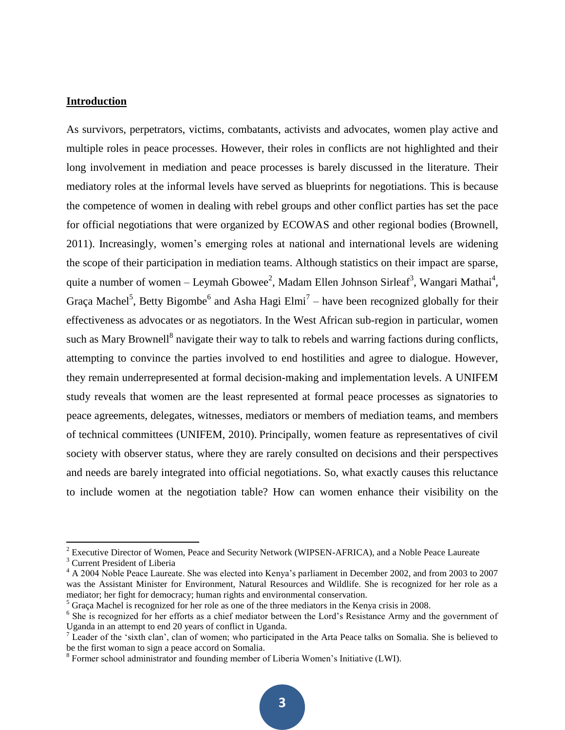## **Introduction**

As survivors, perpetrators, victims, combatants, activists and advocates, women play active and multiple roles in peace processes. However, their roles in conflicts are not highlighted and their long involvement in mediation and peace processes is barely discussed in the literature. Their mediatory roles at the informal levels have served as blueprints for negotiations. This is because the competence of women in dealing with rebel groups and other conflict parties has set the pace for official negotiations that were organized by ECOWAS and other regional bodies (Brownell, 2011). Increasingly, women's emerging roles at national and international levels are widening the scope of their participation in mediation teams. Although statistics on their impact are sparse, quite a number of women – Leymah Gbowee[2], Madam Ellen Johnson Sirleaf[3], Wangari Mathai[4], Graça Machel[5], Betty Bigombe[6] and Asha Hagi Elmi[7] – have been recognized globally for their effectiveness as advocates or as negotiators. In the West African sub-region in particular, women such as Mary Brownell[8] navigate their way to talk to rebels and warring factions during conflicts, attempting to convince the parties involved to end hostilities and agree to dialogue. However, they remain underrepresented at formal decision-making and implementation levels. A UNIFEM study reveals that women are the least represented at formal peace processes as signatories to peace agreements, delegates, witnesses, mediators or members of mediation teams, and members of technical committees (UNIFEM, 2010). Principally, women feature as representatives of civil society with observer status, where they are rarely consulted on decisions and their perspectives and needs are barely integrated into official negotiations. So, what exactly causes this reluctance to include women at the negotiation table? How can women enhance their visibility on the

---

[2] Executive Director of Women, Peace and Security Network (WIPSEN-AFRICA), and a Noble Peace Laureate

[3] Current President of Liberia

[4] A 2004 Noble Peace Laureate. She was elected into Kenya's parliament in December 2002, and from 2003 to 2007 was the Assistant Minister for Environment, Natural Resources and Wildlife. She is recognized for her role as a mediator; her fight for democracy; human rights and environmental conservation.

[5] Graça Machel is recognized for her role as one of the three mediators in the Kenya crisis in 2008.

[6] She is recognized for her efforts as a chief mediator between the Lord's Resistance Army and the government of Uganda in an attempt to end 20 years of conflict in Uganda.

[7] Leader of the 'sixth clan', clan of women; who participated in the Arta Peace talks on Somalia. She is believed to be the first woman to sign a peace accord on Somalia.

[8] Former school administrator and founding member of Liberia Women's Initiative (LWI).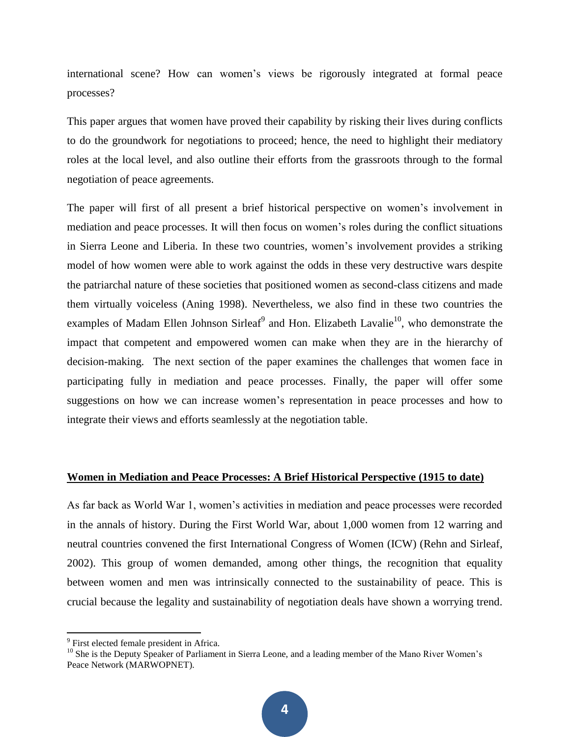international scene? How can women's views be rigorously integrated at formal peace processes?

This paper argues that women have proved their capability by risking their lives during conflicts to do the groundwork for negotiations to proceed; hence, the need to highlight their mediatory roles at the local level, and also outline their efforts from the grassroots through to the formal negotiation of peace agreements.

The paper will first of all present a brief historical perspective on women's involvement in mediation and peace processes. It will then focus on women's roles during the conflict situations in Sierra Leone and Liberia. In these two countries, women's involvement provides a striking model of how women were able to work against the odds in these very destructive wars despite the patriarchal nature of these societies that positioned women as second-class citizens and made them virtually voiceless (Aning 1998). Nevertheless, we also find in these two countries the examples of Madam Ellen Johnson Sirleaf[9] and Hon. Elizabeth Lavalie[10], who demonstrate the impact that competent and empowered women can make when they are in the hierarchy of decision-making. The next section of the paper examines the challenges that women face in participating fully in mediation and peace processes. Finally, the paper will offer some suggestions on how we can increase women's representation in peace processes and how to integrate their views and efforts seamlessly at the negotiation table.

## Women in Mediation and Peace Processes: A Brief Historical Perspective (1915 to date)

As far back as World War 1, women's activities in mediation and peace processes were recorded in the annals of history. During the First World War, about 1,000 women from 12 warring and neutral countries convened the first International Congress of Women (ICW) (Rehn and Sirleaf, 2002). This group of women demanded, among other things, the recognition that equality between women and men was intrinsically connected to the sustainability of peace. This is crucial because the legality and sustainability of negotiation deals have shown a worrying trend.

---

[9] First elected female president in Africa.

[10] She is the Deputy Speaker of Parliament in Sierra Leone, and a leading member of the Mano River Women's Peace Network (MARWOPNET).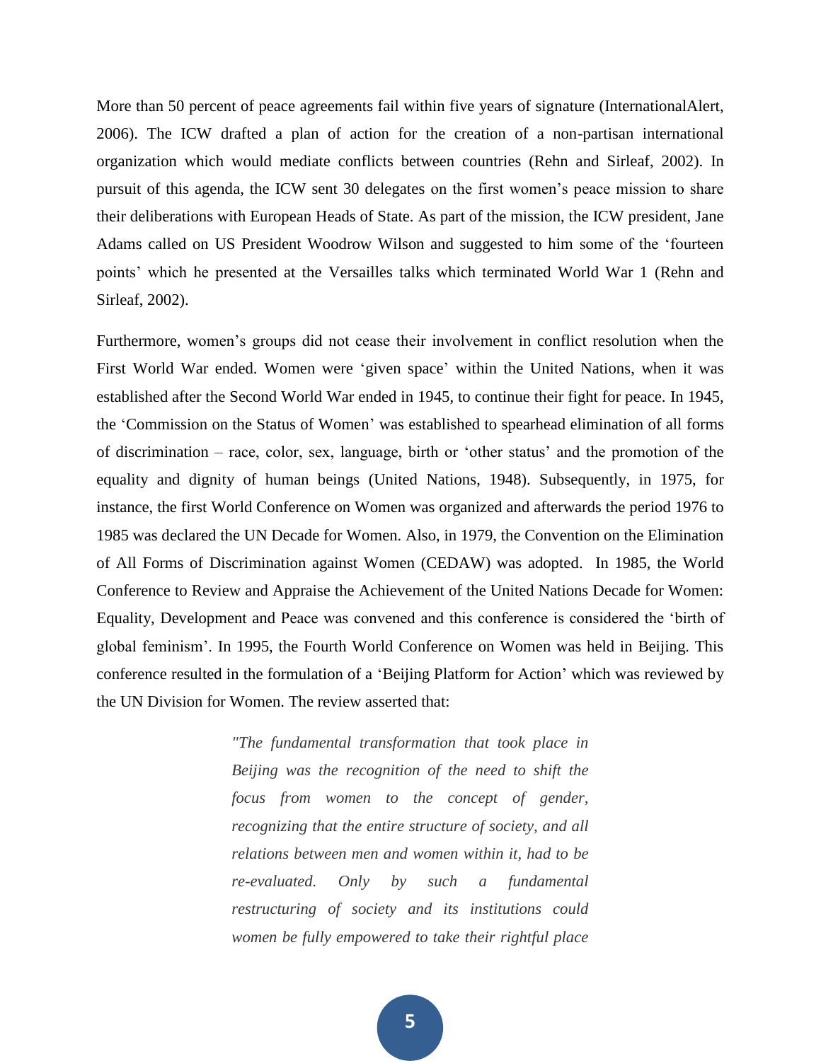More than 50 percent of peace agreements fail within five years of signature (InternationalAlert, 2006). The ICW drafted a plan of action for the creation of a non-partisan international organization which would mediate conflicts between countries (Rehn and Sirleaf, 2002). In pursuit of this agenda, the ICW sent 30 delegates on the first women's peace mission to share their deliberations with European Heads of State. As part of the mission, the ICW president, Jane Adams called on US President Woodrow Wilson and suggested to him some of the 'fourteen points' which he presented at the Versailles talks which terminated World War 1 (Rehn and Sirleaf, 2002).

Furthermore, women's groups did not cease their involvement in conflict resolution when the First World War ended. Women were 'given space' within the United Nations, when it was established after the Second World War ended in 1945, to continue their fight for peace. In 1945, the 'Commission on the Status of Women' was established to spearhead elimination of all forms of discrimination – race, color, sex, language, birth or 'other status' and the promotion of the equality and dignity of human beings (United Nations, 1948). Subsequently, in 1975, for instance, the first World Conference on Women was organized and afterwards the period 1976 to 1985 was declared the UN Decade for Women. Also, in 1979, the Convention on the Elimination of All Forms of Discrimination against Women (CEDAW) was adopted. In 1985, the World Conference to Review and Appraise the Achievement of the United Nations Decade for Women: Equality, Development and Peace was convened and this conference is considered the 'birth of global feminism'. In 1995, the Fourth World Conference on Women was held in Beijing. This conference resulted in the formulation of a 'Beijing Platform for Action' which was reviewed by the UN Division for Women. The review asserted that:

> *"The fundamental transformation that took place in Beijing was the recognition of the need to shift the focus from women to the concept of gender, recognizing that the entire structure of society, and all relations between men and women within it, had to be re-evaluated. Only by such a fundamental restructuring of society and its institutions could women be fully empowered to take their rightful place*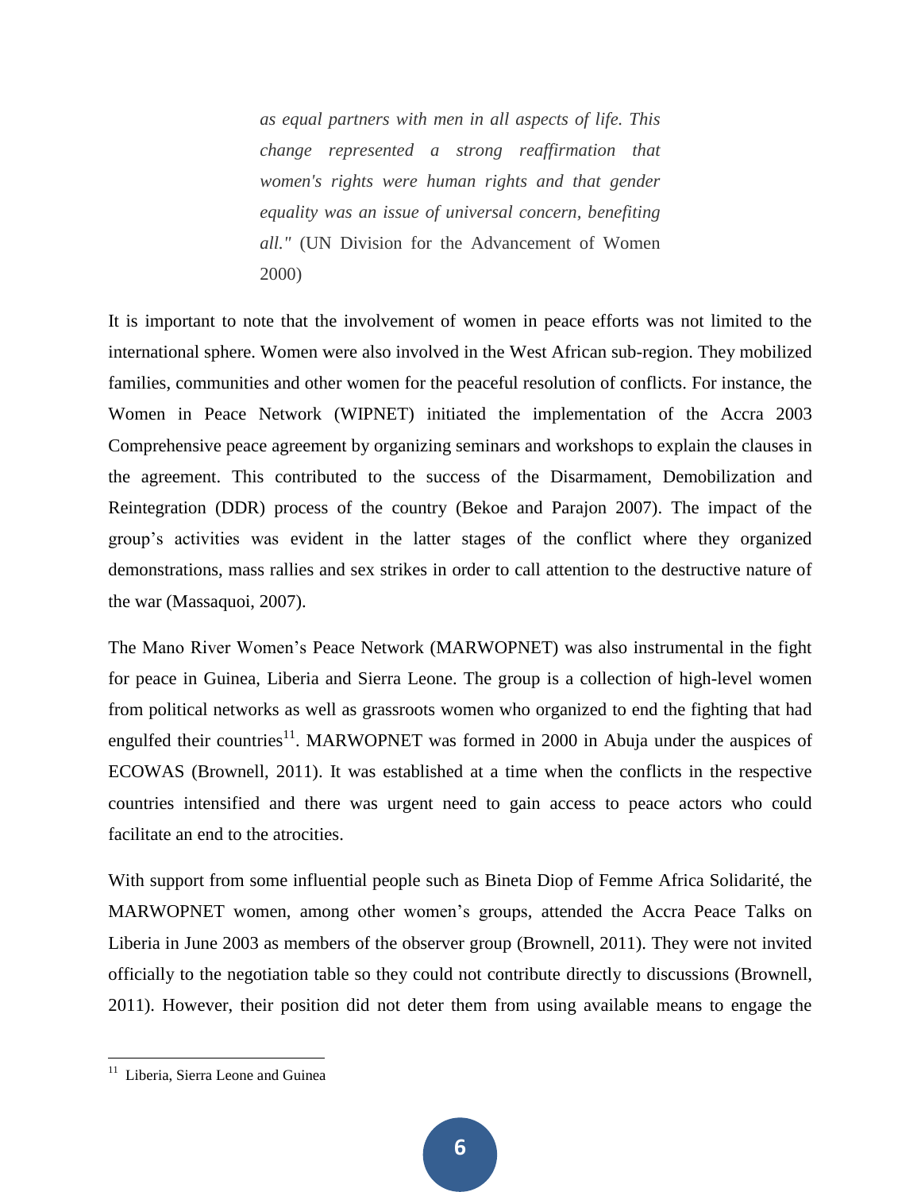> *as equal partners with men in all aspects of life. This change represented a strong reaffirmation that women's rights were human rights and that gender equality was an issue of universal concern, benefiting all."* (UN Division for the Advancement of Women 2000)

It is important to note that the involvement of women in peace efforts was not limited to the international sphere. Women were also involved in the West African sub-region. They mobilized families, communities and other women for the peaceful resolution of conflicts. For instance, the Women in Peace Network (WIPNET) initiated the implementation of the Accra 2003 Comprehensive peace agreement by organizing seminars and workshops to explain the clauses in the agreement. This contributed to the success of the Disarmament, Demobilization and Reintegration (DDR) process of the country (Bekoe and Parajon 2007). The impact of the group's activities was evident in the latter stages of the conflict where they organized demonstrations, mass rallies and sex strikes in order to call attention to the destructive nature of the war (Massaquoi, 2007).

The Mano River Women's Peace Network (MARWOPNET) was also instrumental in the fight for peace in Guinea, Liberia and Sierra Leone. The group is a collection of high-level women from political networks as well as grassroots women who organized to end the fighting that had engulfed their countries[11]. MARWOPNET was formed in 2000 in Abuja under the auspices of ECOWAS (Brownell, 2011). It was established at a time when the conflicts in the respective countries intensified and there was urgent need to gain access to peace actors who could facilitate an end to the atrocities.

With support from some influential people such as Bineta Diop of Femme Africa Solidarité, the MARWOPNET women, among other women's groups, attended the Accra Peace Talks on Liberia in June 2003 as members of the observer group (Brownell, 2011). They were not invited officially to the negotiation table so they could not contribute directly to discussions (Brownell, 2011). However, their position did not deter them from using available means to engage the

[11] Liberia, Sierra Leone and Guinea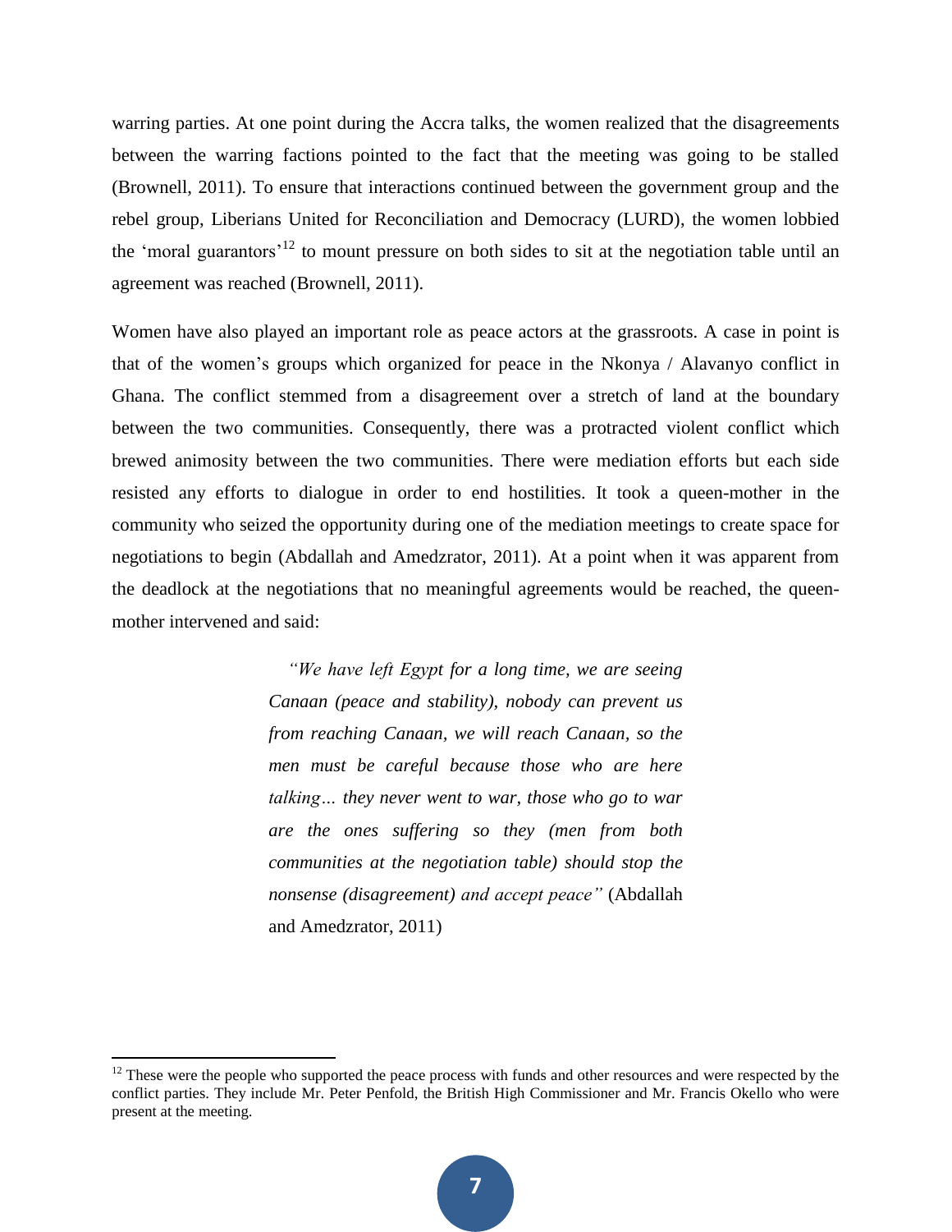warring parties. At one point during the Accra talks, the women realized that the disagreements between the warring factions pointed to the fact that the meeting was going to be stalled (Brownell, 2011). To ensure that interactions continued between the government group and the rebel group, Liberians United for Reconciliation and Democracy (LURD), the women lobbied the 'moral guarantors'[12] to mount pressure on both sides to sit at the negotiation table until an agreement was reached (Brownell, 2011).

Women have also played an important role as peace actors at the grassroots. A case in point is that of the women's groups which organized for peace in the Nkonya / Alavanyo conflict in Ghana. The conflict stemmed from a disagreement over a stretch of land at the boundary between the two communities. Consequently, there was a protracted violent conflict which brewed animosity between the two communities. There were mediation efforts but each side resisted any efforts to dialogue in order to end hostilities. It took a queen-mother in the community who seized the opportunity during one of the mediation meetings to create space for negotiations to begin (Abdallah and Amedzrator, 2011). At a point when it was apparent from the deadlock at the negotiations that no meaningful agreements would be reached, the queen-mother intervened and said:

> *"We have left Egypt for a long time, we are seeing Canaan (peace and stability), nobody can prevent us from reaching Canaan, we will reach Canaan, so the men must be careful because those who are here talking… they never went to war, those who go to war are the ones suffering so they (men from both communities at the negotiation table) should stop the nonsense (disagreement) and accept peace"* (Abdallah and Amedzrator, 2011)

---

[12] These were the people who supported the peace process with funds and other resources and were respected by the conflict parties. They include Mr. Peter Penfold, the British High Commissioner and Mr. Francis Okello who were present at the meeting.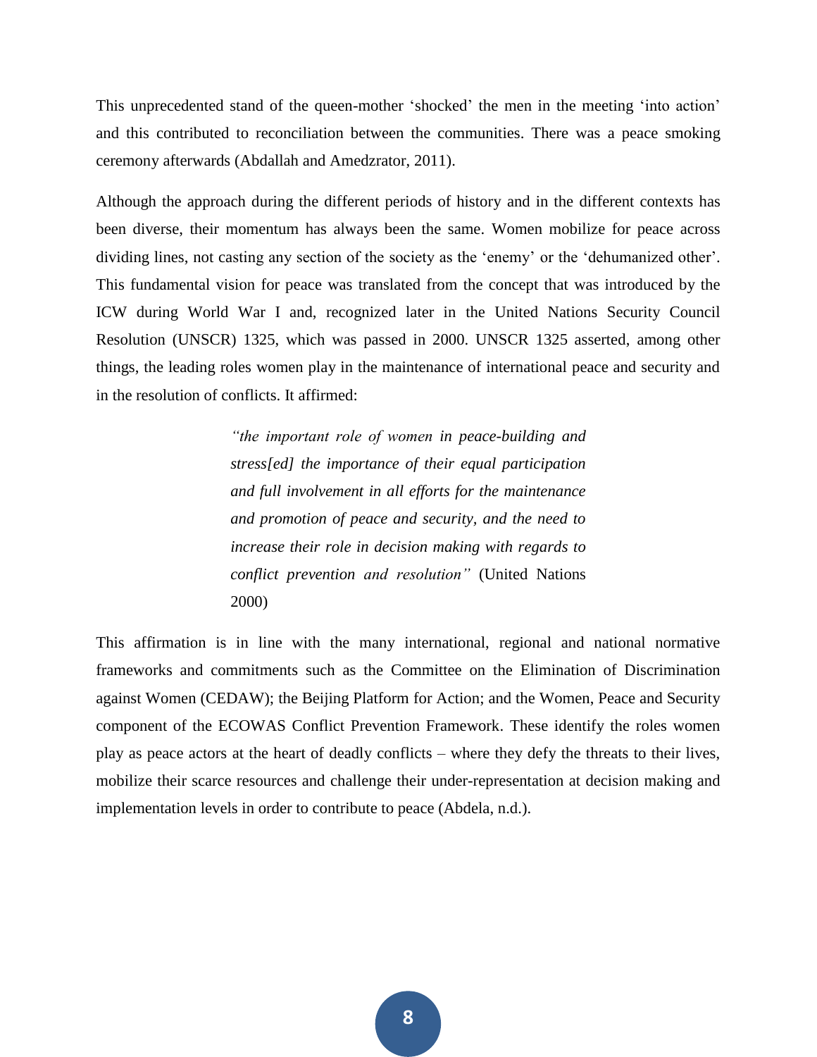This unprecedented stand of the queen-mother 'shocked' the men in the meeting 'into action' and this contributed to reconciliation between the communities. There was a peace smoking ceremony afterwards (Abdallah and Amedzrator, 2011).

Although the approach during the different periods of history and in the different contexts has been diverse, their momentum has always been the same. Women mobilize for peace across dividing lines, not casting any section of the society as the 'enemy' or the 'dehumanized other'. This fundamental vision for peace was translated from the concept that was introduced by the ICW during World War I and, recognized later in the United Nations Security Council Resolution (UNSCR) 1325, which was passed in 2000. UNSCR 1325 asserted, among other things, the leading roles women play in the maintenance of international peace and security and in the resolution of conflicts. It affirmed:

> *"the important role of women in peace-building and stress[ed] the importance of their equal participation and full involvement in all efforts for the maintenance and promotion of peace and security, and the need to increase their role in decision making with regards to conflict prevention and resolution"* (United Nations 2000)

This affirmation is in line with the many international, regional and national normative frameworks and commitments such as the Committee on the Elimination of Discrimination against Women (CEDAW); the Beijing Platform for Action; and the Women, Peace and Security component of the ECOWAS Conflict Prevention Framework. These identify the roles women play as peace actors at the heart of deadly conflicts – where they defy the threats to their lives, mobilize their scarce resources and challenge their under-representation at decision making and implementation levels in order to contribute to peace (Abdela, n.d.).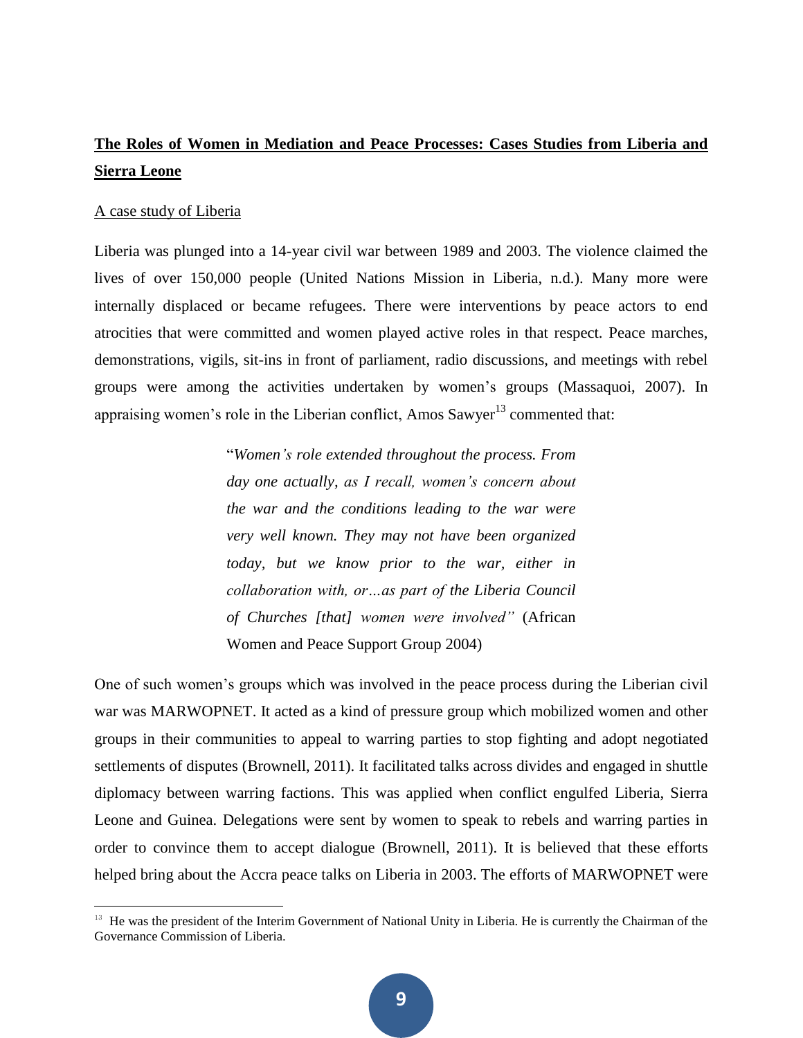## **The Roles of Women in Mediation and Peace Processes: Cases Studies from Liberia and Sierra Leone**

A case study of Liberia

Liberia was plunged into a 14-year civil war between 1989 and 2003. The violence claimed the lives of over 150,000 people (United Nations Mission in Liberia, n.d.). Many more were internally displaced or became refugees. There were interventions by peace actors to end atrocities that were committed and women played active roles in that respect. Peace marches, demonstrations, vigils, sit-ins in front of parliament, radio discussions, and meetings with rebel groups were among the activities undertaken by women's groups (Massaquoi, 2007). In appraising women's role in the Liberian conflict, Amos Sawyer[13] commented that:

> "*Women's role extended throughout the process. From day one actually, as I recall, women's concern about the war and the conditions leading to the war were very well known. They may not have been organized today, but we know prior to the war, either in collaboration with, or…as part of the Liberia Council of Churches [that] women were involved"* (African Women and Peace Support Group 2004)

One of such women's groups which was involved in the peace process during the Liberian civil war was MARWOPNET. It acted as a kind of pressure group which mobilized women and other groups in their communities to appeal to warring parties to stop fighting and adopt negotiated settlements of disputes (Brownell, 2011). It facilitated talks across divides and engaged in shuttle diplomacy between warring factions. This was applied when conflict engulfed Liberia, Sierra Leone and Guinea. Delegations were sent by women to speak to rebels and warring parties in order to convince them to accept dialogue (Brownell, 2011). It is believed that these efforts helped bring about the Accra peace talks on Liberia in 2003. The efforts of MARWOPNET were

[13] He was the president of the Interim Government of National Unity in Liberia. He is currently the Chairman of the Governance Commission of Liberia.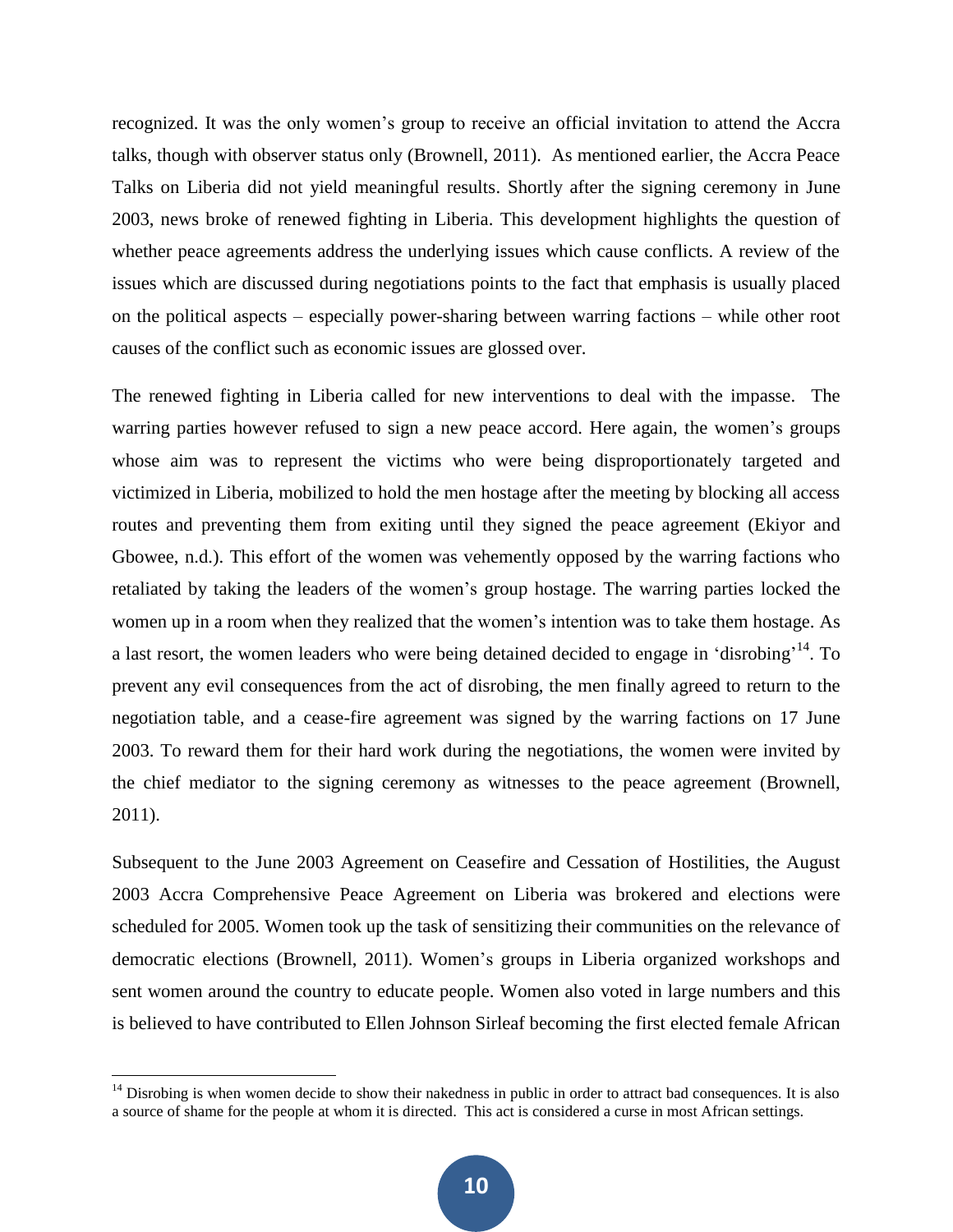recognized. It was the only women's group to receive an official invitation to attend the Accra talks, though with observer status only (Brownell, 2011). As mentioned earlier, the Accra Peace Talks on Liberia did not yield meaningful results. Shortly after the signing ceremony in June 2003, news broke of renewed fighting in Liberia. This development highlights the question of whether peace agreements address the underlying issues which cause conflicts. A review of the issues which are discussed during negotiations points to the fact that emphasis is usually placed on the political aspects – especially power-sharing between warring factions – while other root causes of the conflict such as economic issues are glossed over.

The renewed fighting in Liberia called for new interventions to deal with the impasse. The warring parties however refused to sign a new peace accord. Here again, the women's groups whose aim was to represent the victims who were being disproportionately targeted and victimized in Liberia, mobilized to hold the men hostage after the meeting by blocking all access routes and preventing them from exiting until they signed the peace agreement (Ekiyor and Gbowee, n.d.). This effort of the women was vehemently opposed by the warring factions who retaliated by taking the leaders of the women's group hostage. The warring parties locked the women up in a room when they realized that the women's intention was to take them hostage. As a last resort, the women leaders who were being detained decided to engage in 'disrobing'[14]. To prevent any evil consequences from the act of disrobing, the men finally agreed to return to the negotiation table, and a cease-fire agreement was signed by the warring factions on 17 June 2003. To reward them for their hard work during the negotiations, the women were invited by the chief mediator to the signing ceremony as witnesses to the peace agreement (Brownell, 2011).

Subsequent to the June 2003 Agreement on Ceasefire and Cessation of Hostilities, the August 2003 Accra Comprehensive Peace Agreement on Liberia was brokered and elections were scheduled for 2005. Women took up the task of sensitizing their communities on the relevance of democratic elections (Brownell, 2011). Women's groups in Liberia organized workshops and sent women around the country to educate people. Women also voted in large numbers and this is believed to have contributed to Ellen Johnson Sirleaf becoming the first elected female African

[14] Disrobing is when women decide to show their nakedness in public in order to attract bad consequences. It is also a source of shame for the people at whom it is directed. This act is considered a curse in most African settings.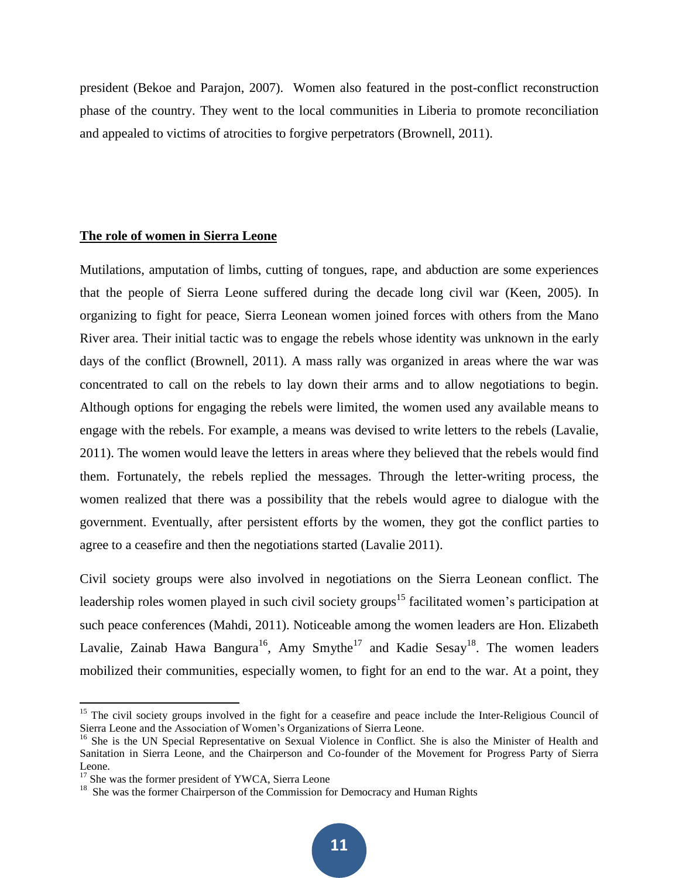president (Bekoe and Parajon, 2007). Women also featured in the post-conflict reconstruction phase of the country. They went to the local communities in Liberia to promote reconciliation and appealed to victims of atrocities to forgive perpetrators (Brownell, 2011).

## The role of women in Sierra Leone

Mutilations, amputation of limbs, cutting of tongues, rape, and abduction are some experiences that the people of Sierra Leone suffered during the decade long civil war (Keen, 2005). In organizing to fight for peace, Sierra Leonean women joined forces with others from the Mano River area. Their initial tactic was to engage the rebels whose identity was unknown in the early days of the conflict (Brownell, 2011). A mass rally was organized in areas where the war was concentrated to call on the rebels to lay down their arms and to allow negotiations to begin. Although options for engaging the rebels were limited, the women used any available means to engage with the rebels. For example, a means was devised to write letters to the rebels (Lavalie, 2011). The women would leave the letters in areas where they believed that the rebels would find them. Fortunately, the rebels replied the messages. Through the letter-writing process, the women realized that there was a possibility that the rebels would agree to dialogue with the government. Eventually, after persistent efforts by the women, they got the conflict parties to agree to a ceasefire and then the negotiations started (Lavalie 2011).

Civil society groups were also involved in negotiations on the Sierra Leonean conflict. The leadership roles women played in such civil society groups[15] facilitated women's participation at such peace conferences (Mahdi, 2011). Noticeable among the women leaders are Hon. Elizabeth Lavalie, Zainab Hawa Bangura[16], Amy Smythe[17] and Kadie Sesay[18]. The women leaders mobilized their communities, especially women, to fight for an end to the war. At a point, they

[15] The civil society groups involved in the fight for a ceasefire and peace include the Inter-Religious Council of Sierra Leone and the Association of Women's Organizations of Sierra Leone.

[16] She is the UN Special Representative on Sexual Violence in Conflict. She is also the Minister of Health and Sanitation in Sierra Leone, and the Chairperson and Co-founder of the Movement for Progress Party of Sierra Leone.

[17] She was the former president of YWCA, Sierra Leone

[18] She was the former Chairperson of the Commission for Democracy and Human Rights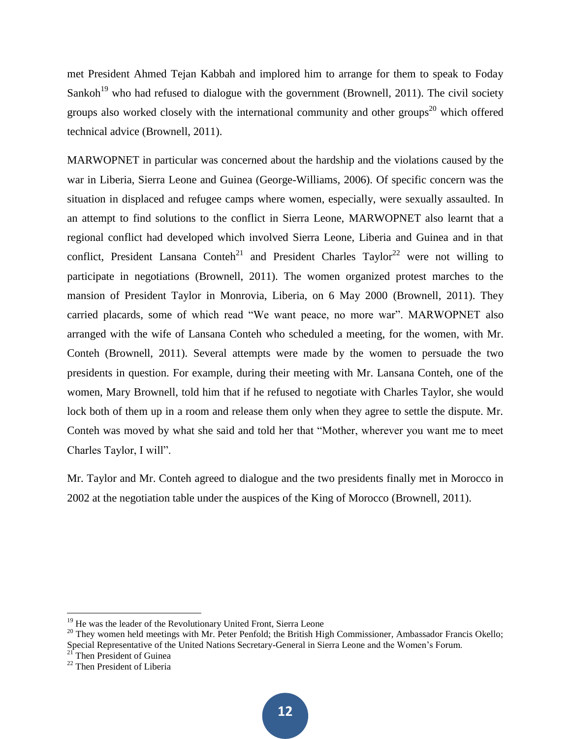met President Ahmed Tejan Kabbah and implored him to arrange for them to speak to Foday Sankoh[19] who had refused to dialogue with the government (Brownell, 2011). The civil society groups also worked closely with the international community and other groups[20] which offered technical advice (Brownell, 2011).

MARWOPNET in particular was concerned about the hardship and the violations caused by the war in Liberia, Sierra Leone and Guinea (George-Williams, 2006). Of specific concern was the situation in displaced and refugee camps where women, especially, were sexually assaulted. In an attempt to find solutions to the conflict in Sierra Leone, MARWOPNET also learnt that a regional conflict had developed which involved Sierra Leone, Liberia and Guinea and in that conflict, President Lansana Conteh[21] and President Charles Taylor[22] were not willing to participate in negotiations (Brownell, 2011). The women organized protest marches to the mansion of President Taylor in Monrovia, Liberia, on 6 May 2000 (Brownell, 2011). They carried placards, some of which read "We want peace, no more war". MARWOPNET also arranged with the wife of Lansana Conteh who scheduled a meeting, for the women, with Mr. Conteh (Brownell, 2011). Several attempts were made by the women to persuade the two presidents in question. For example, during their meeting with Mr. Lansana Conteh, one of the women, Mary Brownell, told him that if he refused to negotiate with Charles Taylor, she would lock both of them up in a room and release them only when they agree to settle the dispute. Mr. Conteh was moved by what she said and told her that "Mother, wherever you want me to meet Charles Taylor, I will".

Mr. Taylor and Mr. Conteh agreed to dialogue and the two presidents finally met in Morocco in 2002 at the negotiation table under the auspices of the King of Morocco (Brownell, 2011).

---

[19] He was the leader of the Revolutionary United Front, Sierra Leone

[20] They women held meetings with Mr. Peter Penfold; the British High Commissioner, Ambassador Francis Okello; Special Representative of the United Nations Secretary-General in Sierra Leone and the Women's Forum.

[21] Then President of Guinea

[22] Then President of Liberia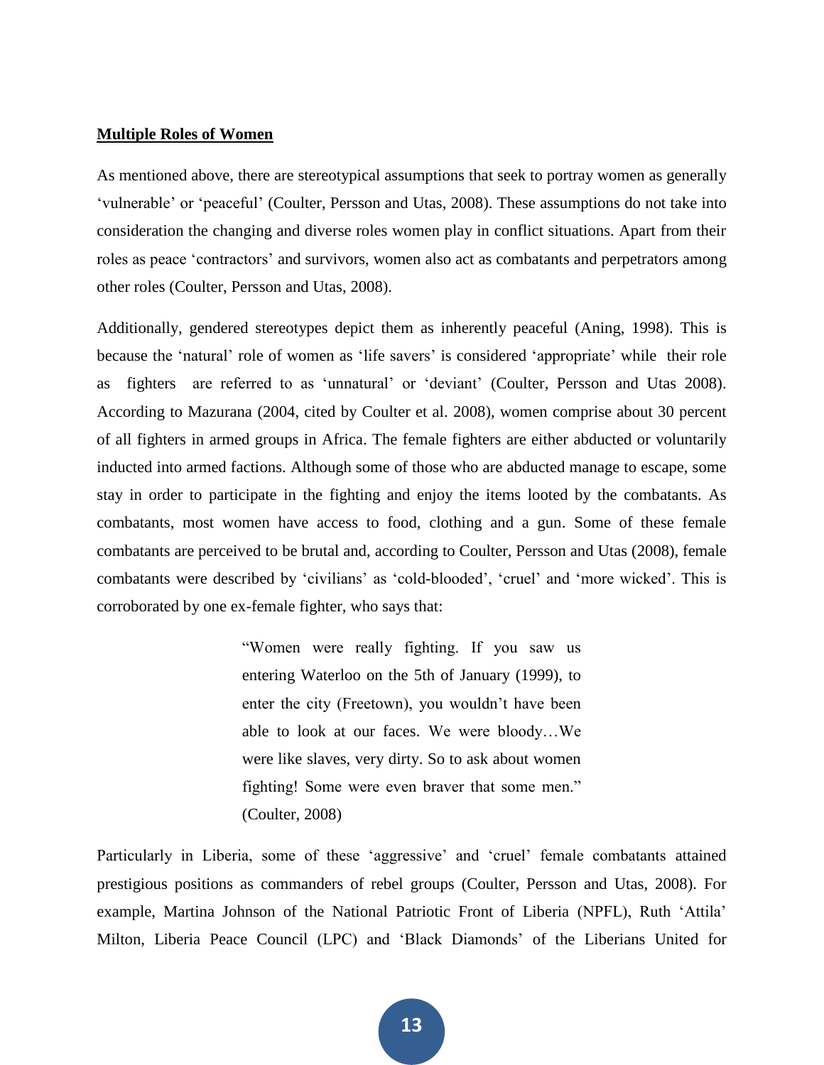**Multiple Roles of Women**

As mentioned above, there are stereotypical assumptions that seek to portray women as generally 'vulnerable' or 'peaceful' (Coulter, Persson and Utas, 2008). These assumptions do not take into consideration the changing and diverse roles women play in conflict situations. Apart from their roles as peace 'contractors' and survivors, women also act as combatants and perpetrators among other roles (Coulter, Persson and Utas, 2008).

Additionally, gendered stereotypes depict them as inherently peaceful (Aning, 1998). This is because the 'natural' role of women as 'life savers' is considered 'appropriate' while their role as fighters are referred to as 'unnatural' or 'deviant' (Coulter, Persson and Utas 2008). According to Mazurana (2004, cited by Coulter et al. 2008), women comprise about 30 percent of all fighters in armed groups in Africa. The female fighters are either abducted or voluntarily inducted into armed factions. Although some of those who are abducted manage to escape, some stay in order to participate in the fighting and enjoy the items looted by the combatants. As combatants, most women have access to food, clothing and a gun. Some of these female combatants are perceived to be brutal and, according to Coulter, Persson and Utas (2008), female combatants were described by 'civilians' as 'cold-blooded', 'cruel' and 'more wicked'. This is corroborated by one ex-female fighter, who says that:

> "Women were really fighting. If you saw us entering Waterloo on the 5th of January (1999), to enter the city (Freetown), you wouldn't have been able to look at our faces. We were bloody…We were like slaves, very dirty. So to ask about women fighting! Some were even braver that some men." (Coulter, 2008)

Particularly in Liberia, some of these 'aggressive' and 'cruel' female combatants attained prestigious positions as commanders of rebel groups (Coulter, Persson and Utas, 2008). For example, Martina Johnson of the National Patriotic Front of Liberia (NPFL), Ruth 'Attila' Milton, Liberia Peace Council (LPC) and 'Black Diamonds' of the Liberians United for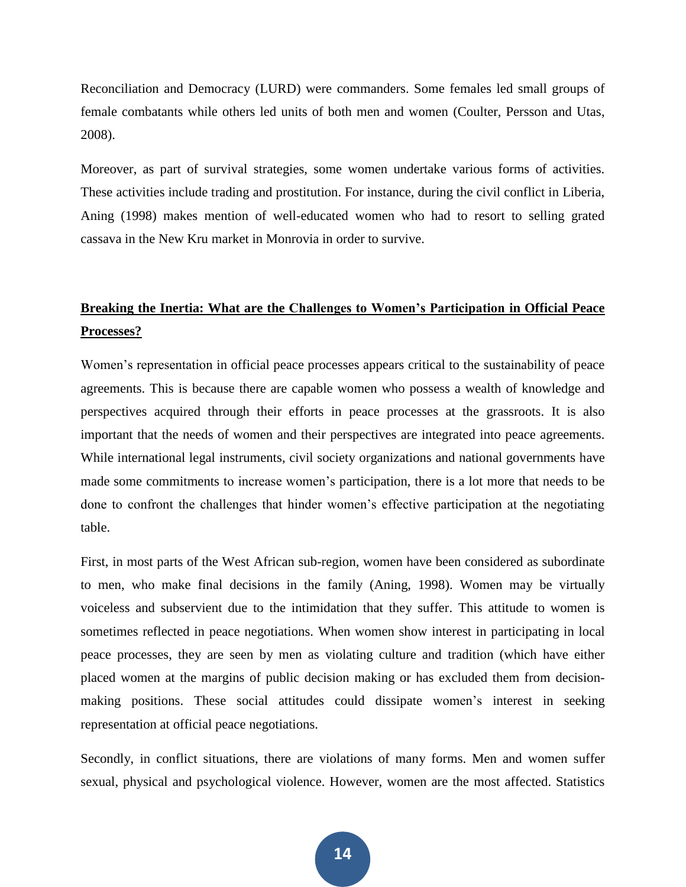Reconciliation and Democracy (LURD) were commanders. Some females led small groups of female combatants while others led units of both men and women (Coulter, Persson and Utas, 2008).

Moreover, as part of survival strategies, some women undertake various forms of activities. These activities include trading and prostitution. For instance, during the civil conflict in Liberia, Aning (1998) makes mention of well-educated women who had to resort to selling grated cassava in the New Kru market in Monrovia in order to survive.

## **Breaking the Inertia: What are the Challenges to Women's Participation in Official Peace Processes?**

Women's representation in official peace processes appears critical to the sustainability of peace agreements. This is because there are capable women who possess a wealth of knowledge and perspectives acquired through their efforts in peace processes at the grassroots. It is also important that the needs of women and their perspectives are integrated into peace agreements. While international legal instruments, civil society organizations and national governments have made some commitments to increase women's participation, there is a lot more that needs to be done to confront the challenges that hinder women's effective participation at the negotiating table.

First, in most parts of the West African sub-region, women have been considered as subordinate to men, who make final decisions in the family (Aning, 1998). Women may be virtually voiceless and subservient due to the intimidation that they suffer. This attitude to women is sometimes reflected in peace negotiations. When women show interest in participating in local peace processes, they are seen by men as violating culture and tradition (which have either placed women at the margins of public decision making or has excluded them from decision-making positions. These social attitudes could dissipate women's interest in seeking representation at official peace negotiations.

Secondly, in conflict situations, there are violations of many forms. Men and women suffer sexual, physical and psychological violence. However, women are the most affected. Statistics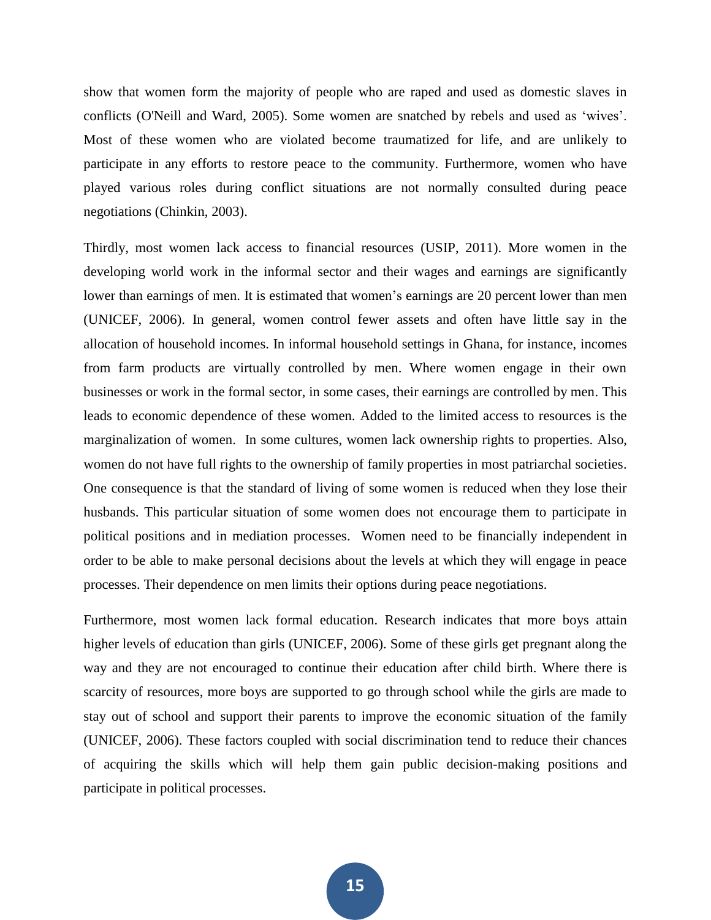show that women form the majority of people who are raped and used as domestic slaves in conflicts (O'Neill and Ward, 2005). Some women are snatched by rebels and used as 'wives'. Most of these women who are violated become traumatized for life, and are unlikely to participate in any efforts to restore peace to the community. Furthermore, women who have played various roles during conflict situations are not normally consulted during peace negotiations (Chinkin, 2003).

Thirdly, most women lack access to financial resources (USIP, 2011). More women in the developing world work in the informal sector and their wages and earnings are significantly lower than earnings of men. It is estimated that women's earnings are 20 percent lower than men (UNICEF, 2006). In general, women control fewer assets and often have little say in the allocation of household incomes. In informal household settings in Ghana, for instance, incomes from farm products are virtually controlled by men. Where women engage in their own businesses or work in the formal sector, in some cases, their earnings are controlled by men. This leads to economic dependence of these women. Added to the limited access to resources is the marginalization of women. In some cultures, women lack ownership rights to properties. Also, women do not have full rights to the ownership of family properties in most patriarchal societies. One consequence is that the standard of living of some women is reduced when they lose their husbands. This particular situation of some women does not encourage them to participate in political positions and in mediation processes. Women need to be financially independent in order to be able to make personal decisions about the levels at which they will engage in peace processes. Their dependence on men limits their options during peace negotiations.

Furthermore, most women lack formal education. Research indicates that more boys attain higher levels of education than girls (UNICEF, 2006). Some of these girls get pregnant along the way and they are not encouraged to continue their education after child birth. Where there is scarcity of resources, more boys are supported to go through school while the girls are made to stay out of school and support their parents to improve the economic situation of the family (UNICEF, 2006). These factors coupled with social discrimination tend to reduce their chances of acquiring the skills which will help them gain public decision-making positions and participate in political processes.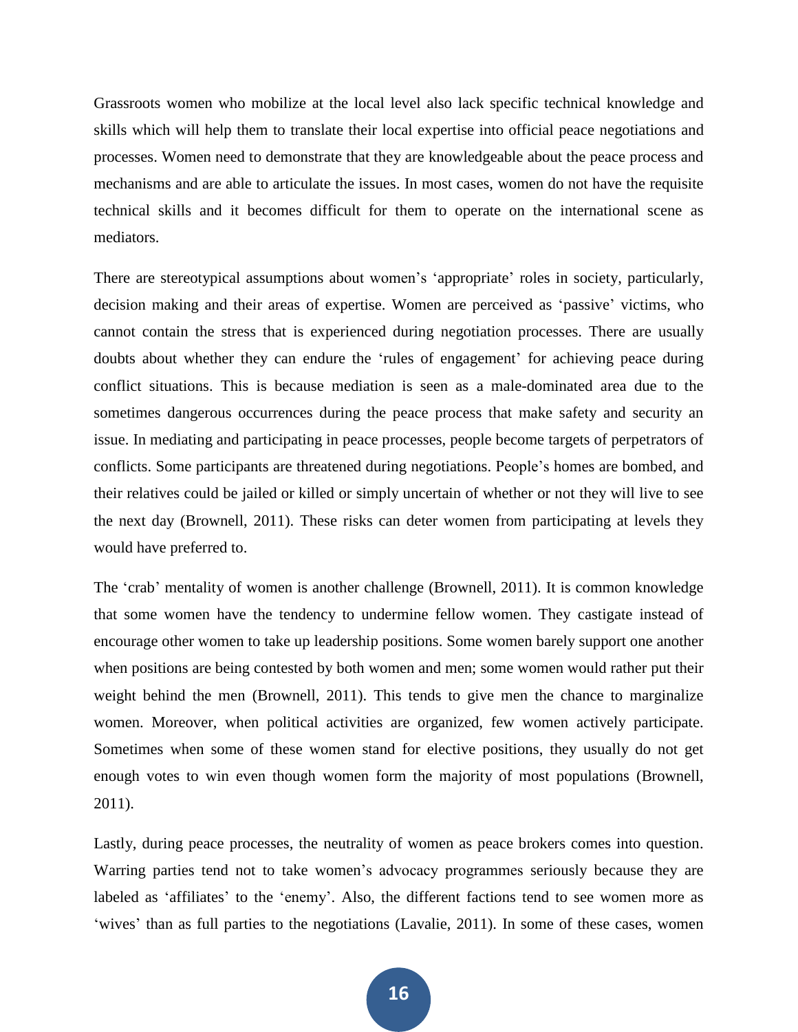Grassroots women who mobilize at the local level also lack specific technical knowledge and skills which will help them to translate their local expertise into official peace negotiations and processes. Women need to demonstrate that they are knowledgeable about the peace process and mechanisms and are able to articulate the issues. In most cases, women do not have the requisite technical skills and it becomes difficult for them to operate on the international scene as mediators.

There are stereotypical assumptions about women's 'appropriate' roles in society, particularly, decision making and their areas of expertise. Women are perceived as 'passive' victims, who cannot contain the stress that is experienced during negotiation processes. There are usually doubts about whether they can endure the 'rules of engagement' for achieving peace during conflict situations. This is because mediation is seen as a male-dominated area due to the sometimes dangerous occurrences during the peace process that make safety and security an issue. In mediating and participating in peace processes, people become targets of perpetrators of conflicts. Some participants are threatened during negotiations. People's homes are bombed, and their relatives could be jailed or killed or simply uncertain of whether or not they will live to see the next day (Brownell, 2011). These risks can deter women from participating at levels they would have preferred to.

The 'crab' mentality of women is another challenge (Brownell, 2011). It is common knowledge that some women have the tendency to undermine fellow women. They castigate instead of encourage other women to take up leadership positions. Some women barely support one another when positions are being contested by both women and men; some women would rather put their weight behind the men (Brownell, 2011). This tends to give men the chance to marginalize women. Moreover, when political activities are organized, few women actively participate. Sometimes when some of these women stand for elective positions, they usually do not get enough votes to win even though women form the majority of most populations (Brownell, 2011).

Lastly, during peace processes, the neutrality of women as peace brokers comes into question. Warring parties tend not to take women's advocacy programmes seriously because they are labeled as 'affiliates' to the 'enemy'. Also, the different factions tend to see women more as 'wives' than as full parties to the negotiations (Lavalie, 2011). In some of these cases, women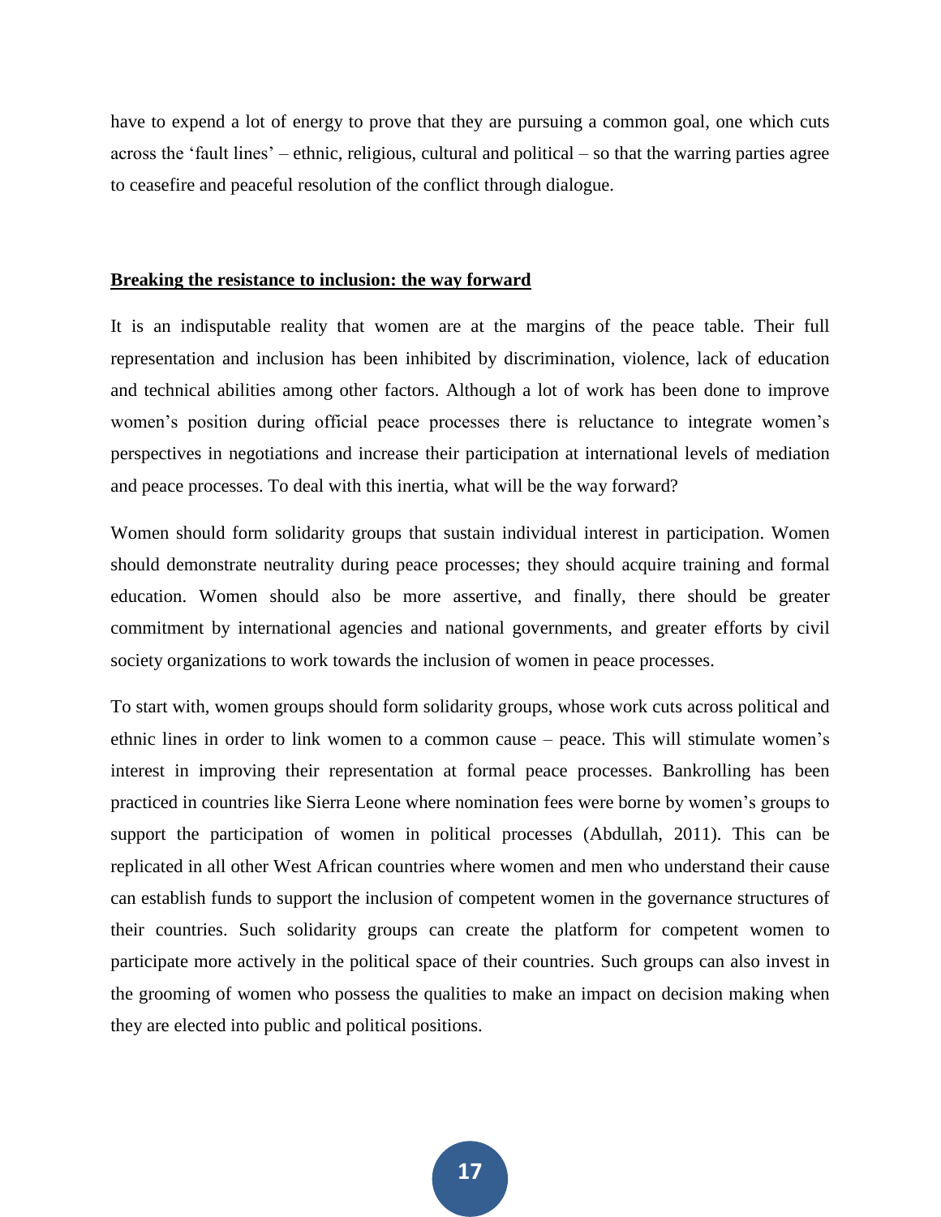have to expend a lot of energy to prove that they are pursuing a common goal, one which cuts across the 'fault lines' – ethnic, religious, cultural and political – so that the warring parties agree to ceasefire and peaceful resolution of the conflict through dialogue.

## Breaking the resistance to inclusion: the way forward

It is an indisputable reality that women are at the margins of the peace table. Their full representation and inclusion has been inhibited by discrimination, violence, lack of education and technical abilities among other factors. Although a lot of work has been done to improve women's position during official peace processes there is reluctance to integrate women's perspectives in negotiations and increase their participation at international levels of mediation and peace processes. To deal with this inertia, what will be the way forward?

Women should form solidarity groups that sustain individual interest in participation. Women should demonstrate neutrality during peace processes; they should acquire training and formal education. Women should also be more assertive, and finally, there should be greater commitment by international agencies and national governments, and greater efforts by civil society organizations to work towards the inclusion of women in peace processes.

To start with, women groups should form solidarity groups, whose work cuts across political and ethnic lines in order to link women to a common cause – peace. This will stimulate women's interest in improving their representation at formal peace processes. Bankrolling has been practiced in countries like Sierra Leone where nomination fees were borne by women's groups to support the participation of women in political processes (Abdullah, 2011). This can be replicated in all other West African countries where women and men who understand their cause can establish funds to support the inclusion of competent women in the governance structures of their countries. Such solidarity groups can create the platform for competent women to participate more actively in the political space of their countries. Such groups can also invest in the grooming of women who possess the qualities to make an impact on decision making when they are elected into public and political positions.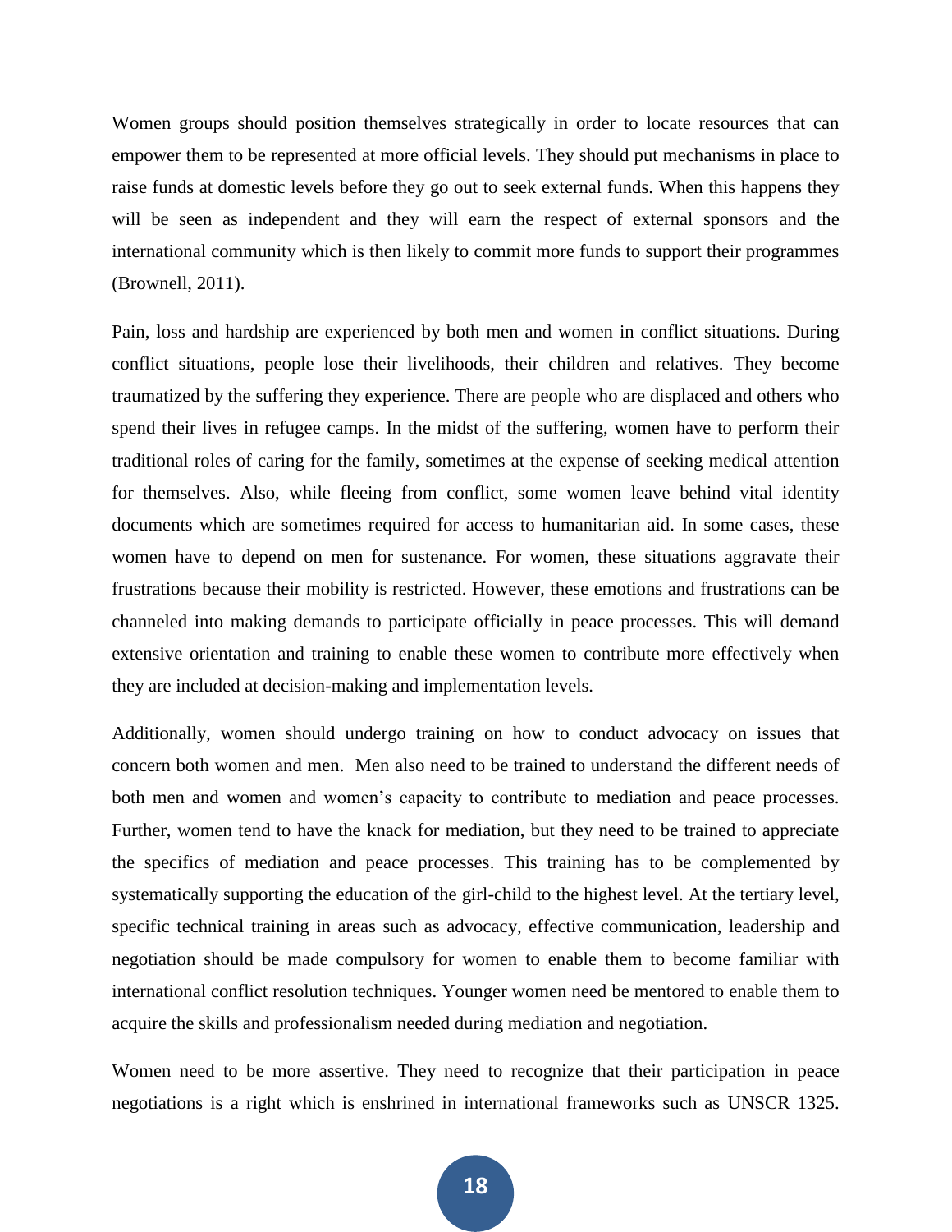Women groups should position themselves strategically in order to locate resources that can empower them to be represented at more official levels. They should put mechanisms in place to raise funds at domestic levels before they go out to seek external funds. When this happens they will be seen as independent and they will earn the respect of external sponsors and the international community which is then likely to commit more funds to support their programmes (Brownell, 2011).

Pain, loss and hardship are experienced by both men and women in conflict situations. During conflict situations, people lose their livelihoods, their children and relatives. They become traumatized by the suffering they experience. There are people who are displaced and others who spend their lives in refugee camps. In the midst of the suffering, women have to perform their traditional roles of caring for the family, sometimes at the expense of seeking medical attention for themselves. Also, while fleeing from conflict, some women leave behind vital identity documents which are sometimes required for access to humanitarian aid. In some cases, these women have to depend on men for sustenance. For women, these situations aggravate their frustrations because their mobility is restricted. However, these emotions and frustrations can be channeled into making demands to participate officially in peace processes. This will demand extensive orientation and training to enable these women to contribute more effectively when they are included at decision-making and implementation levels.

Additionally, women should undergo training on how to conduct advocacy on issues that concern both women and men. Men also need to be trained to understand the different needs of both men and women and women's capacity to contribute to mediation and peace processes. Further, women tend to have the knack for mediation, but they need to be trained to appreciate the specifics of mediation and peace processes. This training has to be complemented by systematically supporting the education of the girl-child to the highest level. At the tertiary level, specific technical training in areas such as advocacy, effective communication, leadership and negotiation should be made compulsory for women to enable them to become familiar with international conflict resolution techniques. Younger women need be mentored to enable them to acquire the skills and professionalism needed during mediation and negotiation.

Women need to be more assertive. They need to recognize that their participation in peace negotiations is a right which is enshrined in international frameworks such as UNSCR 1325.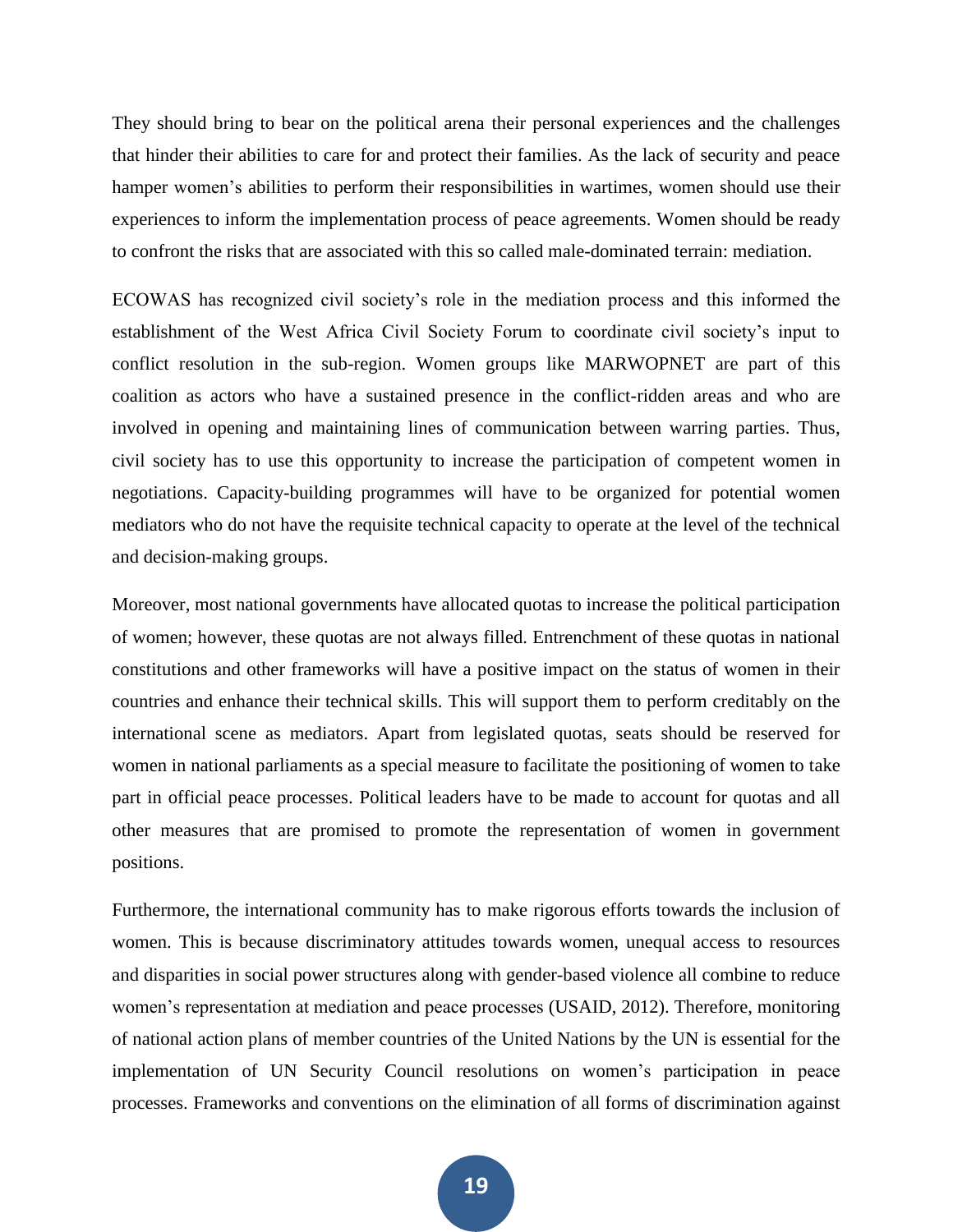They should bring to bear on the political arena their personal experiences and the challenges that hinder their abilities to care for and protect their families. As the lack of security and peace hamper women's abilities to perform their responsibilities in wartimes, women should use their experiences to inform the implementation process of peace agreements. Women should be ready to confront the risks that are associated with this so called male-dominated terrain: mediation.

ECOWAS has recognized civil society's role in the mediation process and this informed the establishment of the West Africa Civil Society Forum to coordinate civil society's input to conflict resolution in the sub-region. Women groups like MARWOPNET are part of this coalition as actors who have a sustained presence in the conflict-ridden areas and who are involved in opening and maintaining lines of communication between warring parties. Thus, civil society has to use this opportunity to increase the participation of competent women in negotiations. Capacity-building programmes will have to be organized for potential women mediators who do not have the requisite technical capacity to operate at the level of the technical and decision-making groups.

Moreover, most national governments have allocated quotas to increase the political participation of women; however, these quotas are not always filled. Entrenchment of these quotas in national constitutions and other frameworks will have a positive impact on the status of women in their countries and enhance their technical skills. This will support them to perform creditably on the international scene as mediators. Apart from legislated quotas, seats should be reserved for women in national parliaments as a special measure to facilitate the positioning of women to take part in official peace processes. Political leaders have to be made to account for quotas and all other measures that are promised to promote the representation of women in government positions.

Furthermore, the international community has to make rigorous efforts towards the inclusion of women. This is because discriminatory attitudes towards women, unequal access to resources and disparities in social power structures along with gender-based violence all combine to reduce women's representation at mediation and peace processes (USAID, 2012). Therefore, monitoring of national action plans of member countries of the United Nations by the UN is essential for the implementation of UN Security Council resolutions on women's participation in peace processes. Frameworks and conventions on the elimination of all forms of discrimination against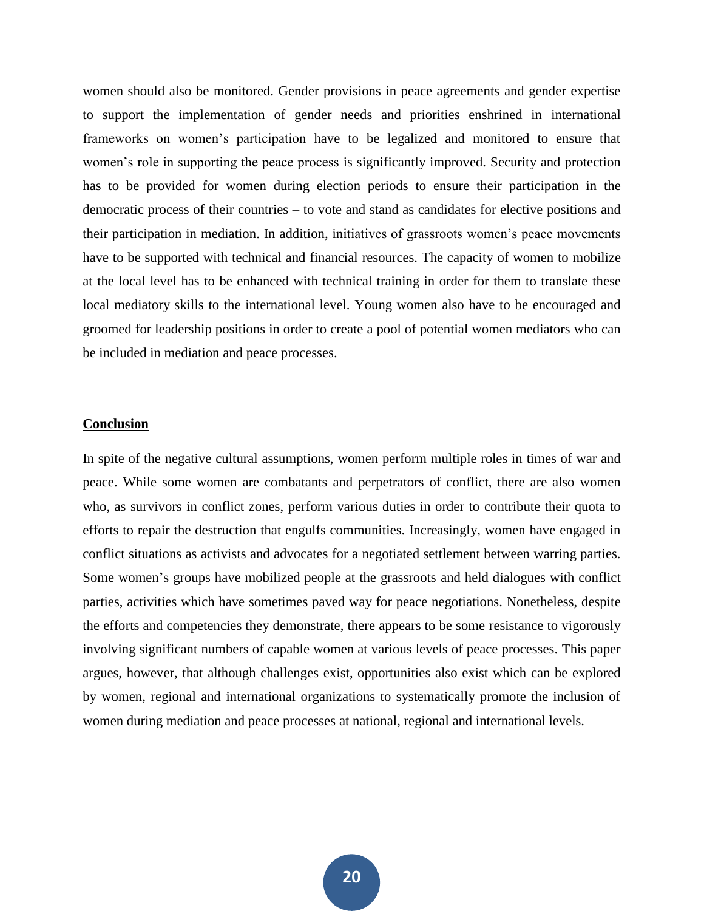women should also be monitored. Gender provisions in peace agreements and gender expertise to support the implementation of gender needs and priorities enshrined in international frameworks on women's participation have to be legalized and monitored to ensure that women's role in supporting the peace process is significantly improved. Security and protection has to be provided for women during election periods to ensure their participation in the democratic process of their countries – to vote and stand as candidates for elective positions and their participation in mediation. In addition, initiatives of grassroots women's peace movements have to be supported with technical and financial resources. The capacity of women to mobilize at the local level has to be enhanced with technical training in order for them to translate these local mediatory skills to the international level. Young women also have to be encouraged and groomed for leadership positions in order to create a pool of potential women mediators who can be included in mediation and peace processes.

## Conclusion

In spite of the negative cultural assumptions, women perform multiple roles in times of war and peace. While some women are combatants and perpetrators of conflict, there are also women who, as survivors in conflict zones, perform various duties in order to contribute their quota to efforts to repair the destruction that engulfs communities. Increasingly, women have engaged in conflict situations as activists and advocates for a negotiated settlement between warring parties. Some women's groups have mobilized people at the grassroots and held dialogues with conflict parties, activities which have sometimes paved way for peace negotiations. Nonetheless, despite the efforts and competencies they demonstrate, there appears to be some resistance to vigorously involving significant numbers of capable women at various levels of peace processes. This paper argues, however, that although challenges exist, opportunities also exist which can be explored by women, regional and international organizations to systematically promote the inclusion of women during mediation and peace processes at national, regional and international levels.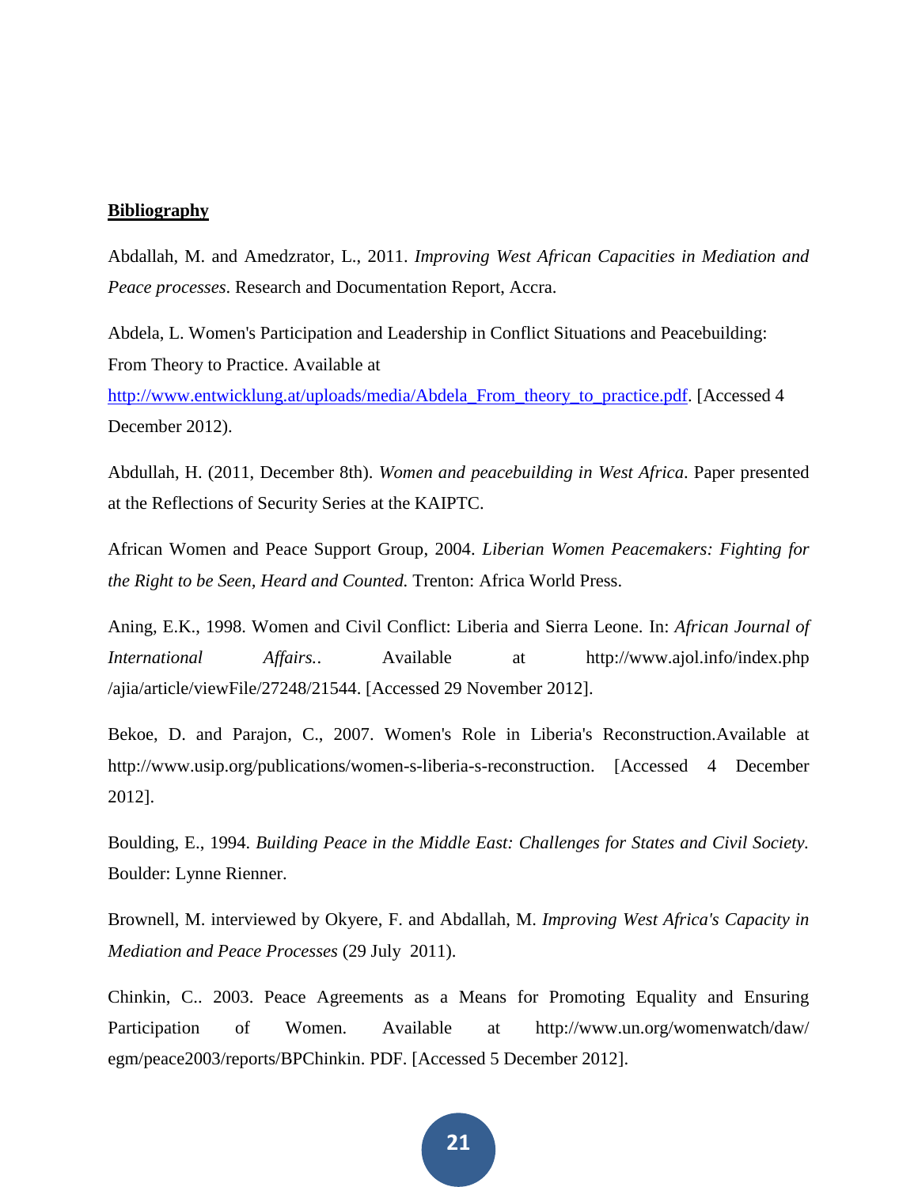**Bibliography**

Abdallah, M. and Amedzrator, L., 2011. *Improving West African Capacities in Mediation and Peace processes*. Research and Documentation Report, Accra.

Abdela, L. Women's Participation and Leadership in Conflict Situations and Peacebuilding: From Theory to Practice. Available at http://www.entwicklung.at/uploads/media/Abdela_From_theory_to_practice.pdf. [Accessed 4 December 2012).

Abdullah, H. (2011, December 8th). *Women and peacebuilding in West Africa*. Paper presented at the Reflections of Security Series at the KAIPTC.

African Women and Peace Support Group, 2004. *Liberian Women Peacemakers: Fighting for the Right to be Seen, Heard and Counted.* Trenton: Africa World Press.

Aning, E.K., 1998. Women and Civil Conflict: Liberia and Sierra Leone. In: *African Journal of International Affairs.*. Available at http://www.ajol.info/index.php /ajia/article/viewFile/27248/21544. [Accessed 29 November 2012].

Bekoe, D. and Parajon, C., 2007. Women's Role in Liberia's Reconstruction.Available at http://www.usip.org/publications/women-s-liberia-s-reconstruction. [Accessed 4 December 2012].

Boulding, E., 1994. *Building Peace in the Middle East: Challenges for States and Civil Society.* Boulder: Lynne Rienner.

Brownell, M. interviewed by Okyere, F. and Abdallah, M. *Improving West Africa's Capacity in Mediation and Peace Processes* (29 July 2011).

Chinkin, C.. 2003. Peace Agreements as a Means for Promoting Equality and Ensuring Participation of Women. Available at http://www.un.org/womenwatch/daw/ egm/peace2003/reports/BPChinkin. PDF. [Accessed 5 December 2012].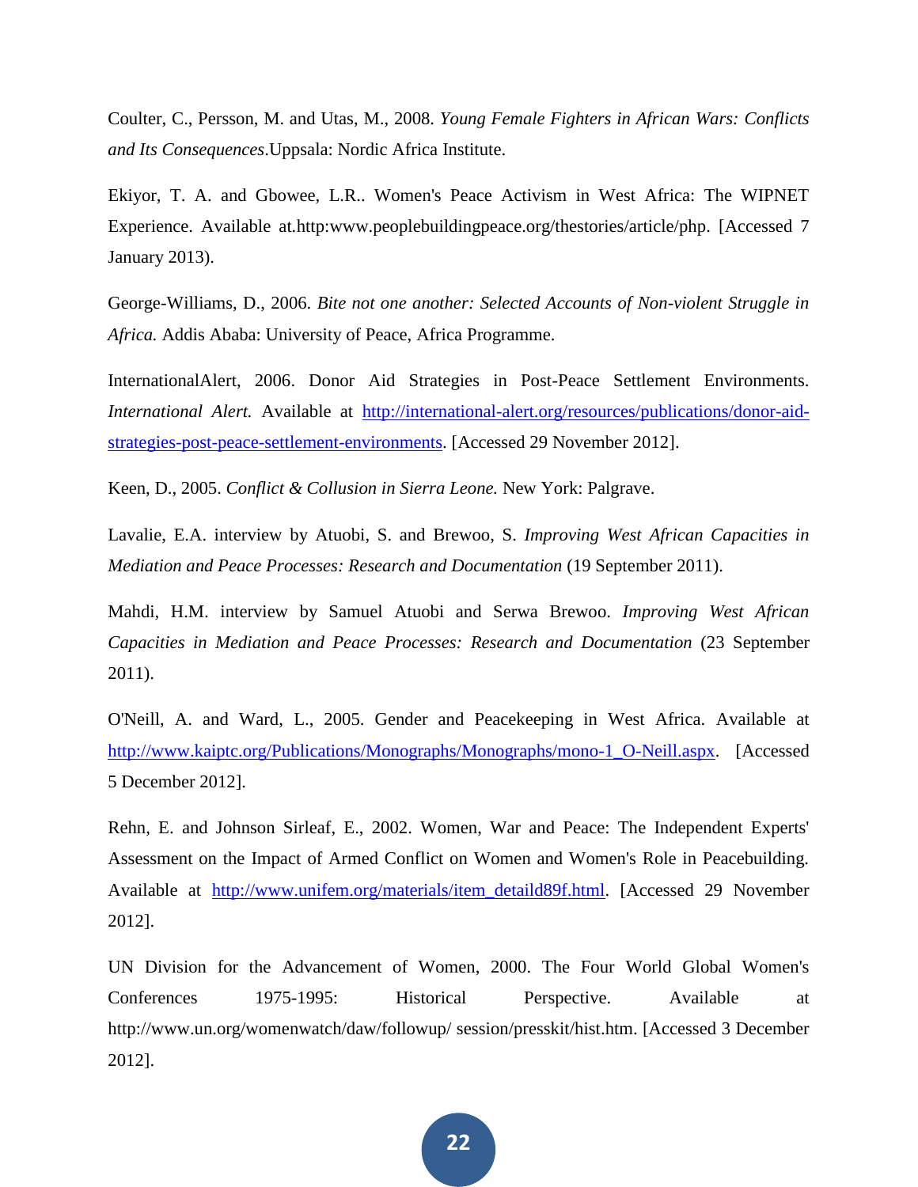Coulter, C., Persson, M. and Utas, M., 2008. *Young Female Fighters in African Wars: Conflicts and Its Consequences*.Uppsala: Nordic Africa Institute.

Ekiyor, T. A. and Gbowee, L.R.. Women's Peace Activism in West Africa: The WIPNET Experience. Available at.http:www.peoplebuildingpeace.org/thestories/article/php. [Accessed 7 January 2013).

George-Williams, D., 2006. *Bite not one another: Selected Accounts of Non-violent Struggle in Africa.* Addis Ababa: University of Peace, Africa Programme.

InternationalAlert, 2006. Donor Aid Strategies in Post-Peace Settlement Environments. *International Alert.* Available at http://international-alert.org/resources/publications/donor-aid-strategies-post-peace-settlement-environments. [Accessed 29 November 2012].

Keen, D., 2005. *Conflict & Collusion in Sierra Leone.* New York: Palgrave.

Lavalie, E.A. interview by Atuobi, S. and Brewoo, S. *Improving West African Capacities in Mediation and Peace Processes: Research and Documentation* (19 September 2011).

Mahdi, H.M. interview by Samuel Atuobi and Serwa Brewoo. *Improving West African Capacities in Mediation and Peace Processes: Research and Documentation* (23 September 2011).

O'Neill, A. and Ward, L., 2005. Gender and Peacekeeping in West Africa. Available at http://www.kaiptc.org/Publications/Monographs/Monographs/mono-1_O-Neill.aspx. [Accessed 5 December 2012].

Rehn, E. and Johnson Sirleaf, E., 2002. Women, War and Peace: The Independent Experts' Assessment on the Impact of Armed Conflict on Women and Women's Role in Peacebuilding. Available at http://www.unifem.org/materials/item_detaild89f.html. [Accessed 29 November 2012].

UN Division for the Advancement of Women, 2000. The Four World Global Women's Conferences 1975-1995: Historical Perspective. Available at http://www.un.org/womenwatch/daw/followup/ session/presskit/hist.htm. [Accessed 3 December 2012].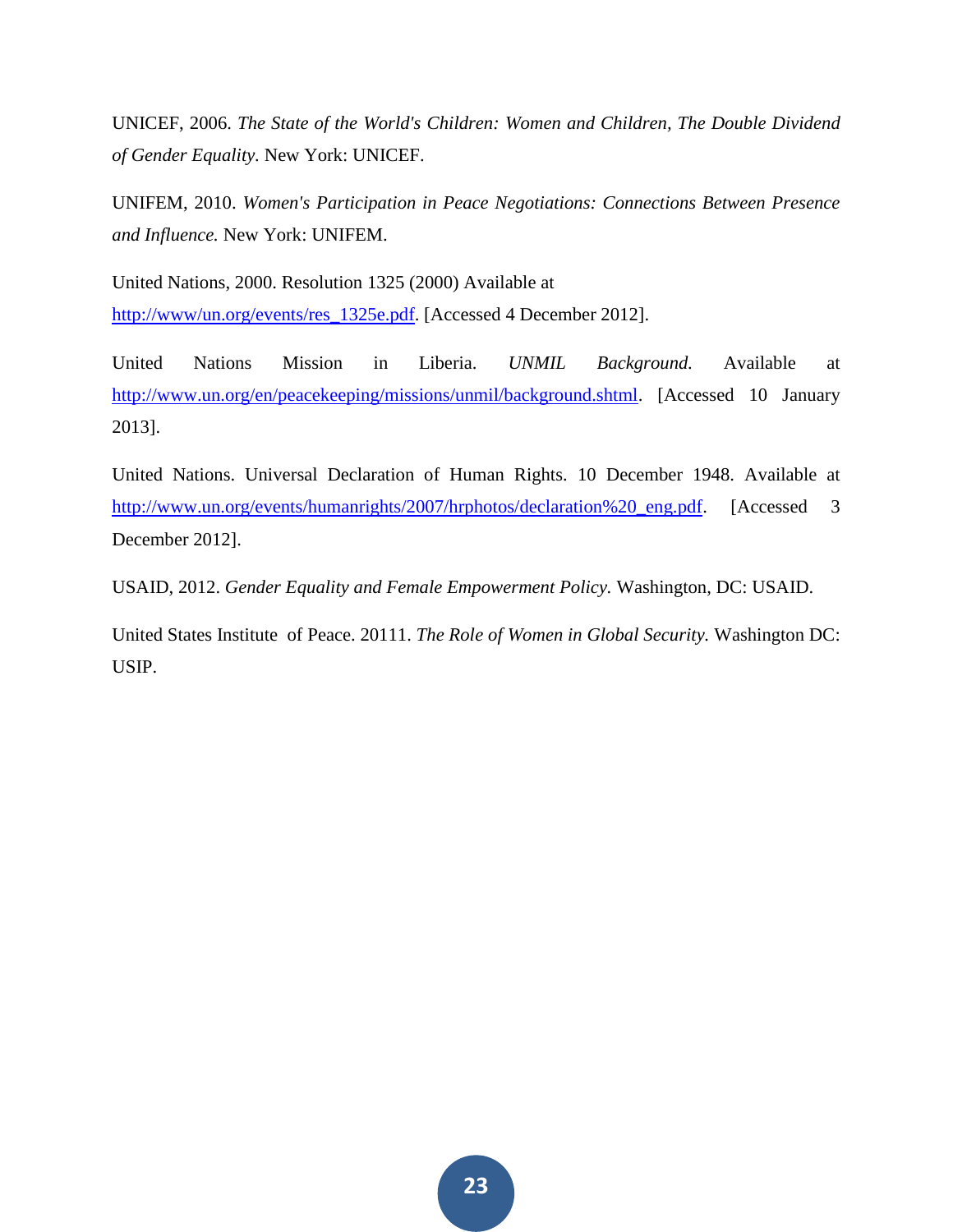UNICEF, 2006. *The State of the World's Children: Women and Children, The Double Dividend of Gender Equality*. New York: UNICEF.

UNIFEM, 2010. *Women's Participation in Peace Negotiations: Connections Between Presence and Influence.* New York: UNIFEM.

United Nations, 2000. Resolution 1325 (2000) Available at http://www/un.org/events/res_1325e.pdf. [Accessed 4 December 2012].

United Nations Mission in Liberia. *UNMIL Background.* Available at http://www.un.org/en/peacekeeping/missions/unmil/background.shtml. [Accessed 10 January 2013].

United Nations. Universal Declaration of Human Rights. 10 December 1948. Available at http://www.un.org/events/humanrights/2007/hrphotos/declaration%20_eng.pdf. [Accessed 3 December 2012].

USAID, 2012. *Gender Equality and Female Empowerment Policy.* Washington, DC: USAID.

United States Institute of Peace. 20111. *The Role of Women in Global Security.* Washington DC: USIP.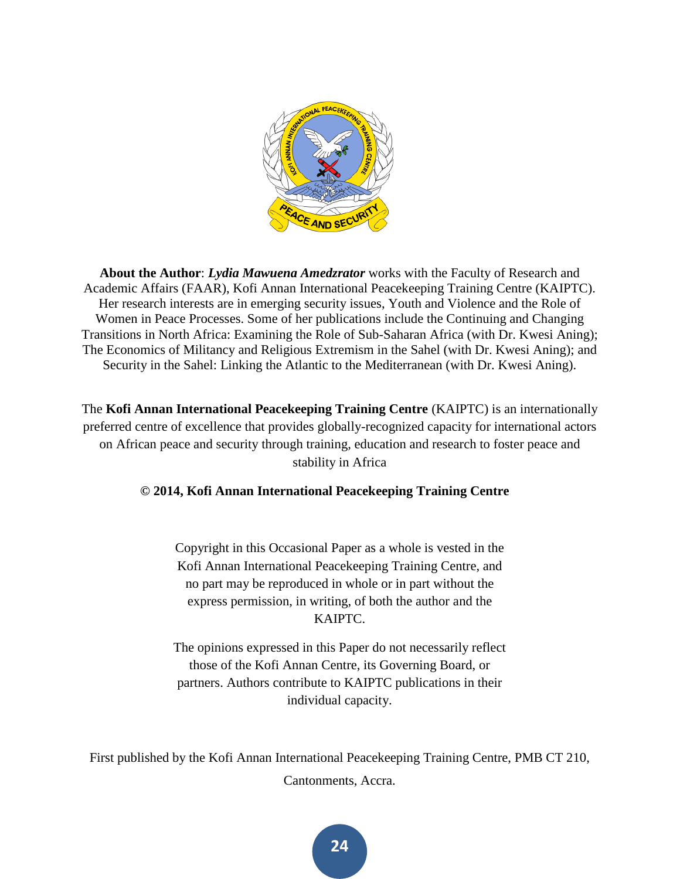**About the Author**: ***Lydia Mawuena Amedzrator*** works with the Faculty of Research and Academic Affairs (FAAR), Kofi Annan International Peacekeeping Training Centre (KAIPTC). Her research interests are in emerging security issues, Youth and Violence and the Role of Women in Peace Processes. Some of her publications include the Continuing and Changing Transitions in North Africa: Examining the Role of Sub-Saharan Africa (with Dr. Kwesi Aning); The Economics of Militancy and Religious Extremism in the Sahel (with Dr. Kwesi Aning); and Security in the Sahel: Linking the Atlantic to the Mediterranean (with Dr. Kwesi Aning).

The **Kofi Annan International Peacekeeping Training Centre** (KAIPTC) is an internationally preferred centre of excellence that provides globally-recognized capacity for international actors on African peace and security through training, education and research to foster peace and stability in Africa

**© 2014, Kofi Annan International Peacekeeping Training Centre**

Copyright in this Occasional Paper as a whole is vested in the Kofi Annan International Peacekeeping Training Centre, and no part may be reproduced in whole or in part without the express permission, in writing, of both the author and the KAIPTC.

The opinions expressed in this Paper do not necessarily reflect those of the Kofi Annan Centre, its Governing Board, or partners. Authors contribute to KAIPTC publications in their individual capacity.

First published by the Kofi Annan International Peacekeeping Training Centre, PMB CT 210, Cantonments, Accra.